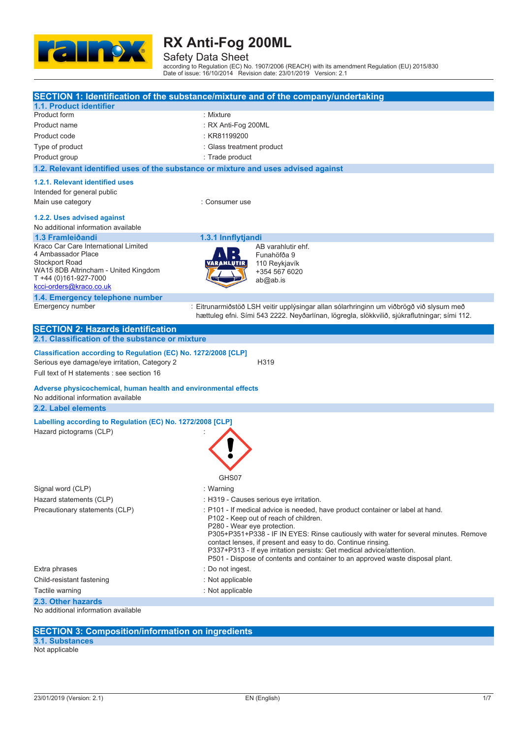# RX Anti-Fog 200ML

## Safety Data Sheet

according to Regulation (EC) No. 1907/2006 (REACH) with its amendment Regulation (EU) 2015/830
Date of issue: 16/10/2014 Revision date: 23/01/2019 Version: 2.1

## SECTION 1: Identification of the substance/mixture and of the company/undertaking

### 1.1. Product identifier

| | |
|---|---|
| Product form | : Mixture |
| Product name | : RX Anti-Fog 200ML |
| Product code | : KR81199200 |
| Type of product | : Glass treatment product |
| Product group | : Trade product |

### 1.2. Relevant identified uses of the substance or mixture and uses advised against

#### 1.2.1. Relevant identified uses

Intended for general public

| | |
|---|---|
| Main use category | : Consumer use |

#### 1.2.2. Uses advised against

No additional information available

### 1.3 Framleiðandi

Kraco Car Care International Limited
4 Ambassador Place
Stockport Road
WA15 8DB Altrincham - United Kingdom
T +44 (0)161-927-7000
kcci-orders@kraco.co.uk

### 1.3.1 Innflytjandi

AB varahlutir ehf.
Funahöfða 9
110 Reykjavík
+354 567 6020
ab@ab.is

### 1.4. Emergency telephone number

| | |
|---|---|
| Emergency number | : Eitrunarmiðstöð LSH veitir upplýsingar allan sólarhringinn um viðbrögð við slysum með hættuleg efni. Sími 543 2222. Neyðarlínan, lögregla, slökkvilið, sjúkraflutningar; sími 112. |

## SECTION 2: Hazards identification

### 2.1. Classification of the substance or mixture

**Classification according to Regulation (EC) No. 1272/2008 [CLP]**

| | |
|---|---|
| Serious eye damage/eye irritation, Category 2 | H319 |

Full text of H statements : see section 16

**Adverse physicochemical, human health and environmental effects**

No additional information available

### 2.2. Label elements

**Labelling according to Regulation (EC) No. 1272/2008 [CLP]**

Hazard pictograms (CLP) :

GHS07

| | |
|---|---|
| Signal word (CLP) | : Warning |
| Hazard statements (CLP) | : H319 - Causes serious eye irritation. |
| Precautionary statements (CLP) | : P101 - If medical advice is needed, have product container or label at hand.<br>P102 - Keep out of reach of children.<br>P280 - Wear eye protection.<br>P305+P351+P338 - IF IN EYES: Rinse cautiously with water for several minutes. Remove contact lenses, if present and easy to do. Continue rinsing.<br>P337+P313 - If eye irritation persists: Get medical advice/attention.<br>P501 - Dispose of contents and container to an approved waste disposal plant. |
| Extra phrases | : Do not ingest. |
| Child-resistant fastening | : Not applicable |
| Tactile warning | : Not applicable |

### 2.3. Other hazards

No additional information available

## SECTION 3: Composition/information on ingredients

### 3.1. Substances

Not applicable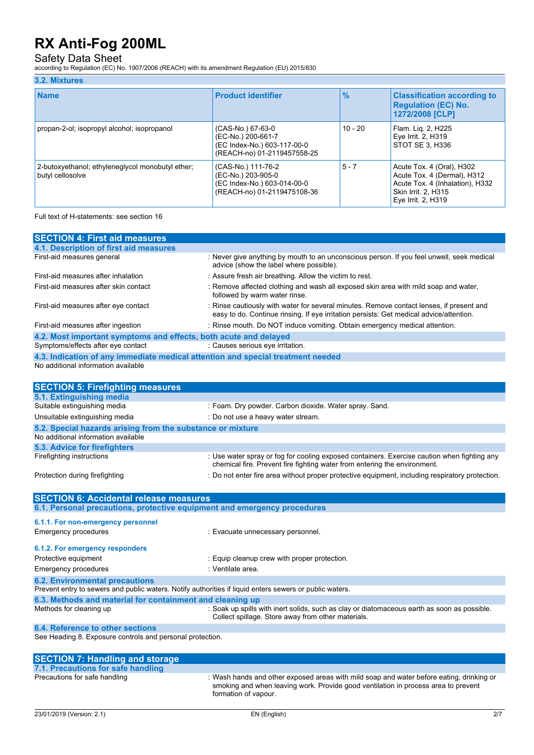### 3.2. Mixtures

| Name | Product identifier | % | Classification according to Regulation (EC) No. 1272/2008 [CLP] |
|---|---|---|---|
| propan-2-ol; isopropyl alcohol; isopropanol | (CAS-No.) 67-63-0<br>(EC-No.) 200-661-7<br>(EC Index-No.) 603-117-00-0<br>(REACH-no) 01-2119457558-25 | 10 - 20 | Flam. Liq. 2, H225<br>Eye Irrit. 2, H319<br>STOT SE 3, H336 |
| 2-butoxyethanol; ethyleneglycol monobutyl ether; butyl cellosolve | (CAS-No.) 111-76-2<br>(EC-No.) 203-905-0<br>(EC Index-No.) 603-014-00-0<br>(REACH-no) 01-2119475108-36 | 5 - 7 | Acute Tox. 4 (Oral), H302<br>Acute Tox. 4 (Dermal), H312<br>Acute Tox. 4 (Inhalation), H332<br>Skin Irrit. 2, H315<br>Eye Irrit. 2, H319 |

Full text of H-statements: see section 16

## SECTION 4: First aid measures

### 4.1. Description of first aid measures

First-aid measures general : Never give anything by mouth to an unconscious person. If you feel unwell, seek medical advice (show the label where possible).

First-aid measures after inhalation : Assure fresh air breathing. Allow the victim to rest.

First-aid measures after skin contact : Remove affected clothing and wash all exposed skin area with mild soap and water, followed by warm water rinse.

First-aid measures after eye contact : Rinse cautiously with water for several minutes. Remove contact lenses, if present and easy to do. Continue rinsing. If eye irritation persists: Get medical advice/attention.

First-aid measures after ingestion : Rinse mouth. Do NOT induce vomiting. Obtain emergency medical attention.

### 4.2. Most important symptoms and effects, both acute and delayed

Symptoms/effects after eye contact : Causes serious eye irritation.

### 4.3. Indication of any immediate medical attention and special treatment needed

No additional information available

## SECTION 5: Firefighting measures

### 5.1. Extinguishing media

Suitable extinguishing media : Foam. Dry powder. Carbon dioxide. Water spray. Sand.

Unsuitable extinguishing media : Do not use a heavy water stream.

### 5.2. Special hazards arising from the substance or mixture

No additional information available

### 5.3. Advice for firefighters

Firefighting instructions : Use water spray or fog for cooling exposed containers. Exercise caution when fighting any chemical fire. Prevent fire fighting water from entering the environment.

Protection during firefighting : Do not enter fire area without proper protective equipment, including respiratory protection.

## SECTION 6: Accidental release measures

### 6.1. Personal precautions, protective equipment and emergency procedures

#### 6.1.1. For non-emergency personnel

Emergency procedures : Evacuate unnecessary personnel.

#### 6.1.2. For emergency responders

Protective equipment : Equip cleanup crew with proper protection.

Emergency procedures : Ventilate area.

### 6.2. Environmental precautions

Prevent entry to sewers and public waters. Notify authorities if liquid enters sewers or public waters.

### 6.3. Methods and material for containment and cleaning up

Methods for cleaning up : Soak up spills with inert solids, such as clay or diatomaceous earth as soon as possible. Collect spillage. Store away from other materials.

### 6.4. Reference to other sections

See Heading 8. Exposure controls and personal protection.

## SECTION 7: Handling and storage

### 7.1. Precautions for safe handling

Precautions for safe handling : Wash hands and other exposed areas with mild soap and water before eating, drinking or smoking and when leaving work. Provide good ventilation in process area to prevent formation of vapour.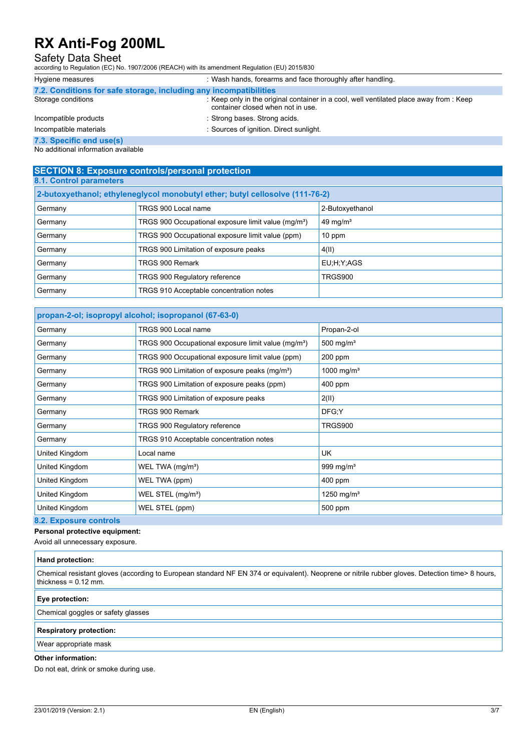| | |
|---|---|
| Hygiene measures | : Wash hands, forearms and face thoroughly after handling. |

### 7.2. Conditions for safe storage, including any incompatibilities

| | |
|---|---|
| Storage conditions | : Keep only in the original container in a cool, well ventilated place away from : Keep container closed when not in use. |
| Incompatible products | : Strong bases. Strong acids. |
| Incompatible materials | : Sources of ignition. Direct sunlight. |

### 7.3. Specific end use(s)

No additional information available

## SECTION 8: Exposure controls/personal protection

### 8.1. Control parameters

| 2-butoxyethanol; ethyleneglycol monobutyl ether; butyl cellosolve (111-76-2) | | |
|---|---|---|
| Germany | TRGS 900 Local name | 2-Butoxyethanol |
| Germany | TRGS 900 Occupational exposure limit value (mg/m³) | 49 mg/m³ |
| Germany | TRGS 900 Occupational exposure limit value (ppm) | 10 ppm |
| Germany | TRGS 900 Limitation of exposure peaks | 4(II) |
| Germany | TRGS 900 Remark | EU;H;Y;AGS |
| Germany | TRGS 900 Regulatory reference | TRGS900 |
| Germany | TRGS 910 Acceptable concentration notes | |

| propan-2-ol; isopropyl alcohol; isopropanol (67-63-0) | | |
|---|---|---|
| Germany | TRGS 900 Local name | Propan-2-ol |
| Germany | TRGS 900 Occupational exposure limit value (mg/m³) | 500 mg/m³ |
| Germany | TRGS 900 Occupational exposure limit value (ppm) | 200 ppm |
| Germany | TRGS 900 Limitation of exposure peaks (mg/m³) | 1000 mg/m³ |
| Germany | TRGS 900 Limitation of exposure peaks (ppm) | 400 ppm |
| Germany | TRGS 900 Limitation of exposure peaks | 2(II) |
| Germany | TRGS 900 Remark | DFG;Y |
| Germany | TRGS 900 Regulatory reference | TRGS900 |
| Germany | TRGS 910 Acceptable concentration notes | |
| United Kingdom | Local name | UK |
| United Kingdom | WEL TWA (mg/m³) | 999 mg/m³ |
| United Kingdom | WEL TWA (ppm) | 400 ppm |
| United Kingdom | WEL STEL (mg/m³) | 1250 mg/m³ |
| United Kingdom | WEL STEL (ppm) | 500 ppm |

### 8.2. Exposure controls

**Personal protective equipment:**

Avoid all unnecessary exposure.

**Hand protection:**

Chemical resistant gloves (according to European standard NF EN 374 or equivalent). Neoprene or nitrile rubber gloves. Detection time> 8 hours, thickness = 0.12 mm.

**Eye protection:**

Chemical goggles or safety glasses

**Respiratory protection:**

Wear appropriate mask

**Other information:**

Do not eat, drink or smoke during use.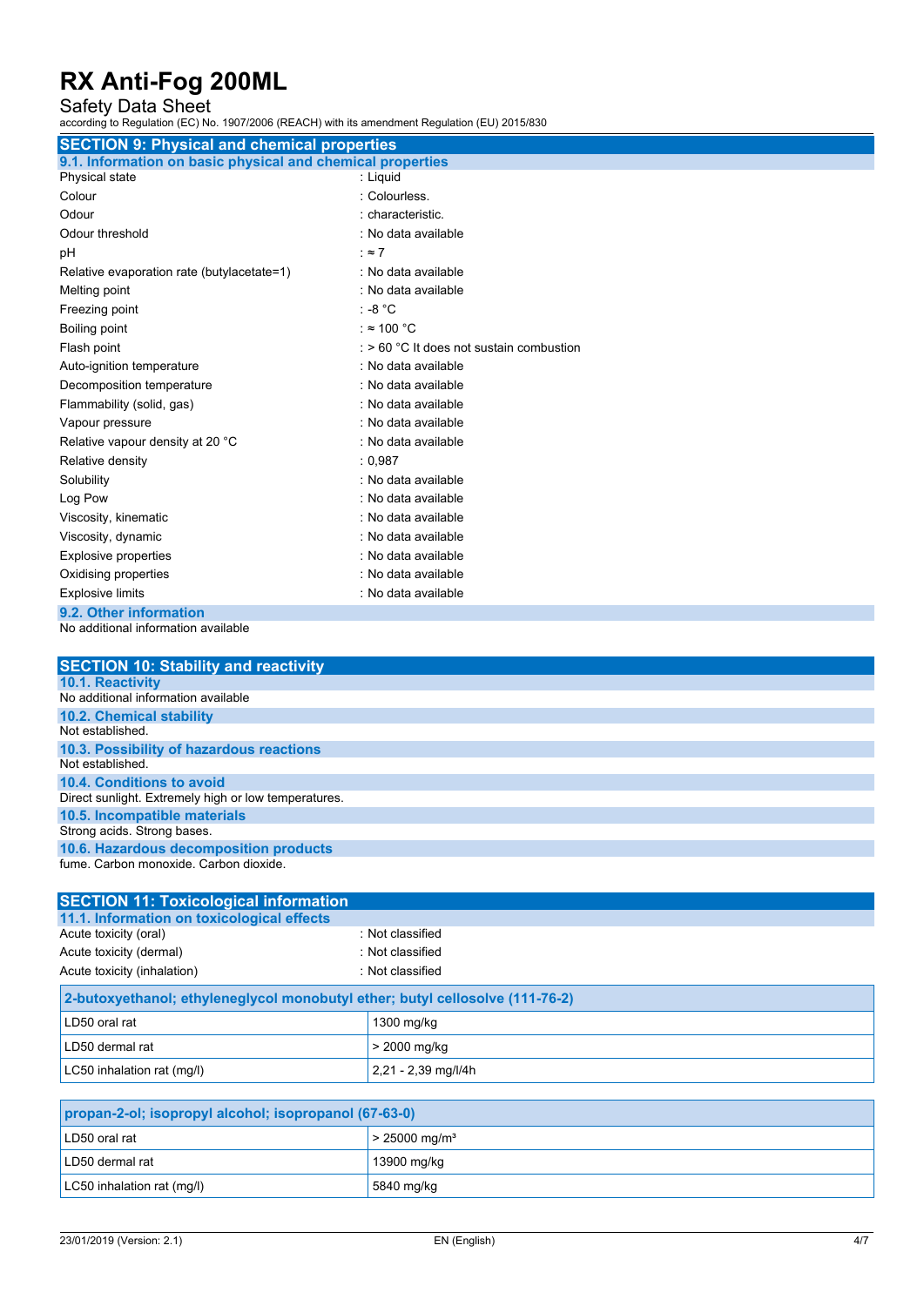## SECTION 9: Physical and chemical properties

### 9.1. Information on basic physical and chemical properties

| | |
|---|---|
| Physical state | : Liquid |
| Colour | : Colourless. |
| Odour | : characteristic. |
| Odour threshold | : No data available |
| pH | : ≈ 7 |
| Relative evaporation rate (butylacetate=1) | : No data available |
| Melting point | : No data available |
| Freezing point | : -8 °C |
| Boiling point | : ≈ 100 °C |
| Flash point | : > 60 °C It does not sustain combustion |
| Auto-ignition temperature | : No data available |
| Decomposition temperature | : No data available |
| Flammability (solid, gas) | : No data available |
| Vapour pressure | : No data available |
| Relative vapour density at 20 °C | : No data available |
| Relative density | : 0,987 |
| Solubility | : No data available |
| Log Pow | : No data available |
| Viscosity, kinematic | : No data available |
| Viscosity, dynamic | : No data available |
| Explosive properties | : No data available |
| Oxidising properties | : No data available |
| Explosive limits | : No data available |

### 9.2. Other information

No additional information available

## SECTION 10: Stability and reactivity

### 10.1. Reactivity

No additional information available

### 10.2. Chemical stability

Not established.

### 10.3. Possibility of hazardous reactions

Not established.

### 10.4. Conditions to avoid

Direct sunlight. Extremely high or low temperatures.

### 10.5. Incompatible materials

Strong acids. Strong bases.

### 10.6. Hazardous decomposition products

fume. Carbon monoxide. Carbon dioxide.

## SECTION 11: Toxicological information

### 11.1. Information on toxicological effects

| | |
|---|---|
| Acute toxicity (oral) | : Not classified |
| Acute toxicity (dermal) | : Not classified |
| Acute toxicity (inhalation) | : Not classified |

| 2-butoxyethanol; ethyleneglycol monobutyl ether; butyl cellosolve (111-76-2) | |
|---|---|
| LD50 oral rat | 1300 mg/kg |
| LD50 dermal rat | > 2000 mg/kg |
| LC50 inhalation rat (mg/l) | 2,21 - 2,39 mg/l/4h |

| propan-2-ol; isopropyl alcohol; isopropanol (67-63-0) | |
|---|---|
| LD50 oral rat | > 25000 mg/m³ |
| LD50 dermal rat | 13900 mg/kg |
| LC50 inhalation rat (mg/l) | 5840 mg/kg |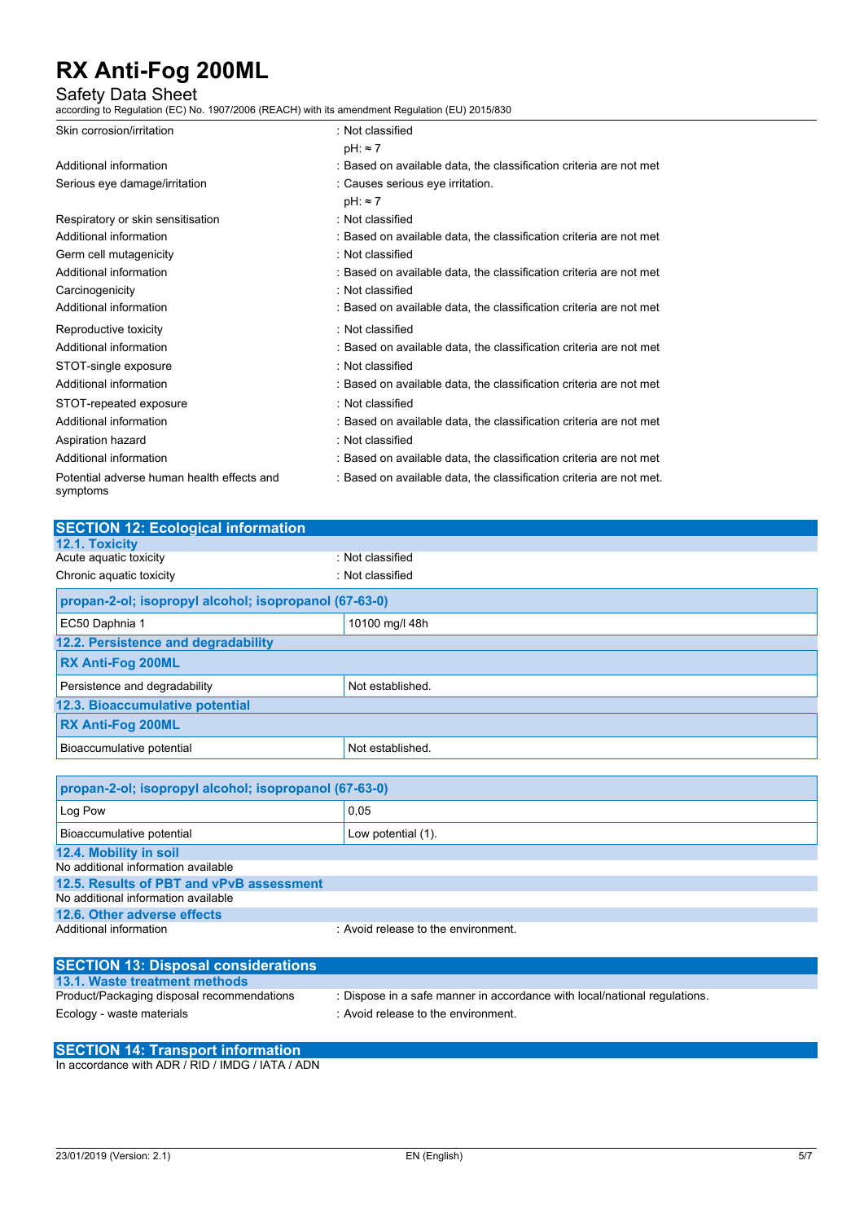| | |
|---|---|
| Skin corrosion/irritation | : Not classified<br>pH: ≈ 7 |
| Additional information | : Based on available data, the classification criteria are not met |
| Serious eye damage/irritation | : Causes serious eye irritation.<br>pH: ≈ 7 |
| Respiratory or skin sensitisation | : Not classified |
| Additional information | : Based on available data, the classification criteria are not met |
| Germ cell mutagenicity | : Not classified |
| Additional information | : Based on available data, the classification criteria are not met |
| Carcinogenicity | : Not classified |
| Additional information | : Based on available data, the classification criteria are not met |
| Reproductive toxicity | : Not classified |
| Additional information | : Based on available data, the classification criteria are not met |
| STOT-single exposure | : Not classified |
| Additional information | : Based on available data, the classification criteria are not met |
| STOT-repeated exposure | : Not classified |
| Additional information | : Based on available data, the classification criteria are not met |
| Aspiration hazard | : Not classified |
| Additional information | : Based on available data, the classification criteria are not met |
| Potential adverse human health effects and symptoms | : Based on available data, the classification criteria are not met. |

## SECTION 12: Ecological information

### 12.1. Toxicity

| | |
|---|---|
| Acute aquatic toxicity | : Not classified |
| Chronic aquatic toxicity | : Not classified |

| propan-2-ol; isopropyl alcohol; isopropanol (67-63-0) | |
|---|---|
| EC50 Daphnia 1 | 10100 mg/l 48h |

### 12.2. Persistence and degradability

| RX Anti-Fog 200ML | |
|---|---|
| Persistence and degradability | Not established. |

### 12.3. Bioaccumulative potential

| RX Anti-Fog 200ML | |
|---|---|
| Bioaccumulative potential | Not established. |

| propan-2-ol; isopropyl alcohol; isopropanol (67-63-0) | |
|---|---|
| Log Pow | 0,05 |
| Bioaccumulative potential | Low potential (1). |

### 12.4. Mobility in soil

No additional information available

### 12.5. Results of PBT and vPvB assessment

No additional information available

### 12.6. Other adverse effects

| | |
|---|---|
| Additional information | : Avoid release to the environment. |

## SECTION 13: Disposal considerations

### 13.1. Waste treatment methods

| | |
|---|---|
| Product/Packaging disposal recommendations | : Dispose in a safe manner in accordance with local/national regulations. |
| Ecology - waste materials | : Avoid release to the environment. |

## SECTION 14: Transport information

In accordance with ADR / RID / IMDG / IATA / ADN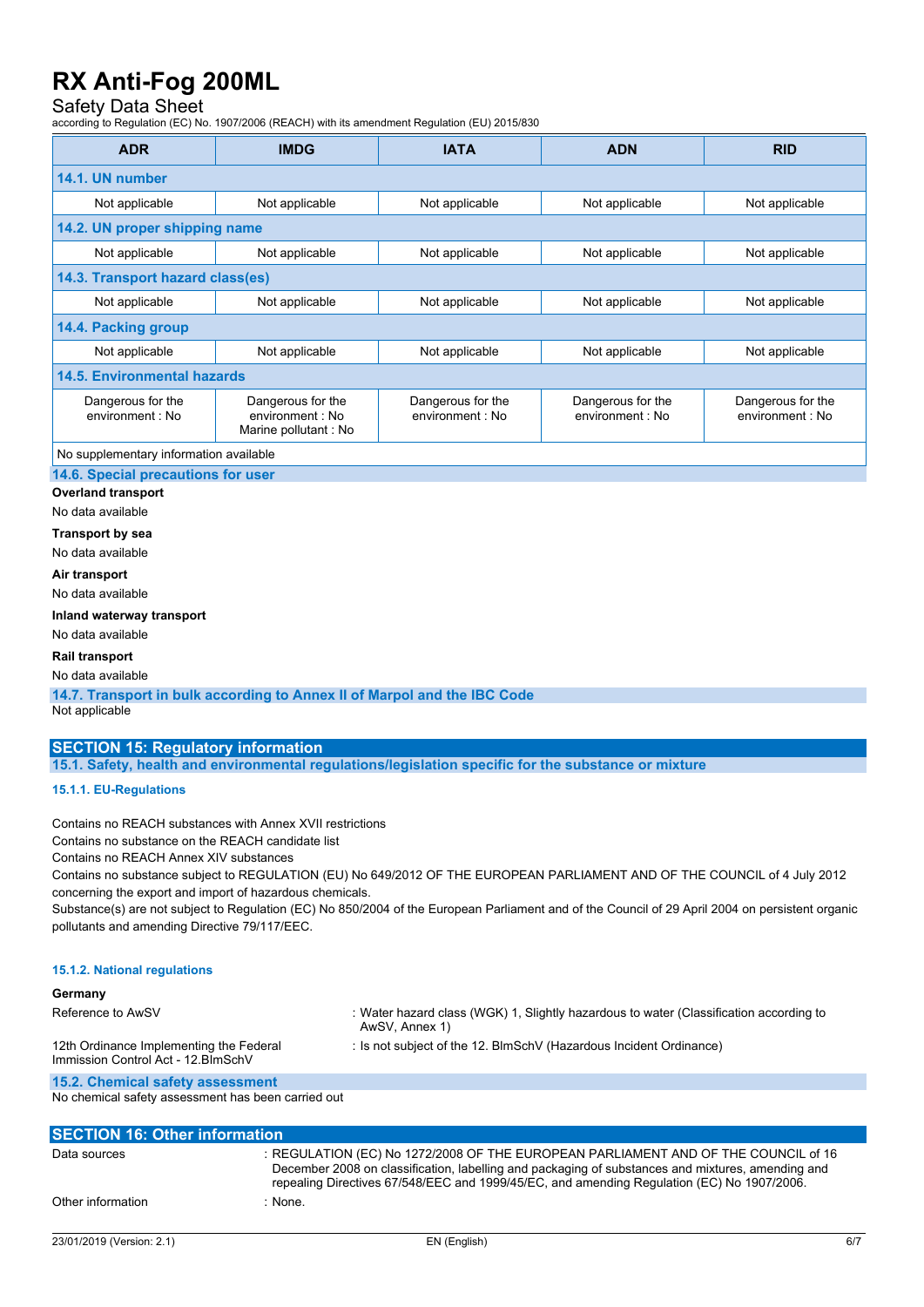| ADR | IMDG | IATA | ADN | RID |
|---|---|---|---|---|
| **14.1. UN number** | | | | |
| Not applicable | Not applicable | Not applicable | Not applicable | Not applicable |
| **14.2. UN proper shipping name** | | | | |
| Not applicable | Not applicable | Not applicable | Not applicable | Not applicable |
| **14.3. Transport hazard class(es)** | | | | |
| Not applicable | Not applicable | Not applicable | Not applicable | Not applicable |
| **14.4. Packing group** | | | | |
| Not applicable | Not applicable | Not applicable | Not applicable | Not applicable |
| **14.5. Environmental hazards** | | | | |
| Dangerous for the environment : No | Dangerous for the environment : No<br>Marine pollutant : No | Dangerous for the environment : No | Dangerous for the environment : No | Dangerous for the environment : No |
| No supplementary information available | | | | |

### 14.6. Special precautions for user

**Overland transport**

No data available

**Transport by sea**

No data available

**Air transport**

No data available

**Inland waterway transport**

No data available

**Rail transport**

No data available

### 14.7. Transport in bulk according to Annex II of Marpol and the IBC Code

Not applicable

## SECTION 15: Regulatory information

### 15.1. Safety, health and environmental regulations/legislation specific for the substance or mixture

#### 15.1.1. EU-Regulations

Contains no REACH substances with Annex XVII restrictions
Contains no substance on the REACH candidate list
Contains no REACH Annex XIV substances
Contains no substance subject to REGULATION (EU) No 649/2012 OF THE EUROPEAN PARLIAMENT AND OF THE COUNCIL of 4 July 2012 concerning the export and import of hazardous chemicals.
Substance(s) are not subject to Regulation (EC) No 850/2004 of the European Parliament and of the Council of 29 April 2004 on persistent organic pollutants and amending Directive 79/117/EEC.

#### 15.1.2. National regulations

**Germany**

Reference to AwSV : Water hazard class (WGK) 1, Slightly hazardous to water (Classification according to AwSV, Annex 1)

12th Ordinance Implementing the Federal Immission Control Act - 12.BImSchV : Is not subject of the 12. BlmSchV (Hazardous Incident Ordinance)

### 15.2. Chemical safety assessment

No chemical safety assessment has been carried out

## SECTION 16: Other information

Data sources : REGULATION (EC) No 1272/2008 OF THE EUROPEAN PARLIAMENT AND OF THE COUNCIL of 16 December 2008 on classification, labelling and packaging of substances and mixtures, amending and repealing Directives 67/548/EEC and 1999/45/EC, and amending Regulation (EC) No 1907/2006.

Other information : None.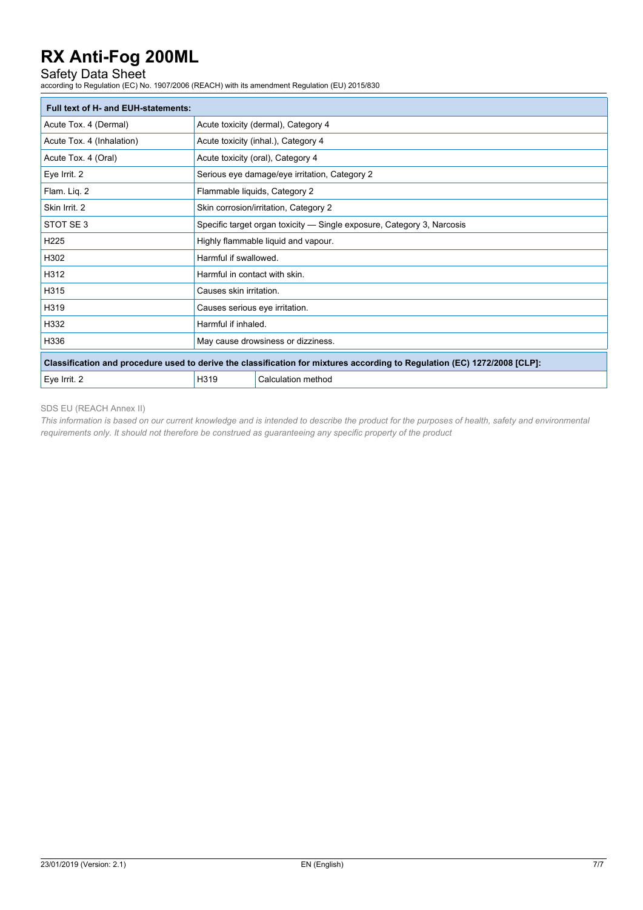# RX Anti-Fog 200ML

Safety Data Sheet

according to Regulation (EC) No. 1907/2006 (REACH) with its amendment Regulation (EU) 2015/830

| Full text of H- and EUH-statements: | |
|---|---|
| Acute Tox. 4 (Dermal) | Acute toxicity (dermal), Category 4 |
| Acute Tox. 4 (Inhalation) | Acute toxicity (inhal.), Category 4 |
| Acute Tox. 4 (Oral) | Acute toxicity (oral), Category 4 |
| Eye Irrit. 2 | Serious eye damage/eye irritation, Category 2 |
| Flam. Liq. 2 | Flammable liquids, Category 2 |
| Skin Irrit. 2 | Skin corrosion/irritation, Category 2 |
| STOT SE 3 | Specific target organ toxicity — Single exposure, Category 3, Narcosis |
| H225 | Highly flammable liquid and vapour. |
| H302 | Harmful if swallowed. |
| H312 | Harmful in contact with skin. |
| H315 | Causes skin irritation. |
| H319 | Causes serious eye irritation. |
| H332 | Harmful if inhaled. |
| H336 | May cause drowsiness or dizziness. |

| Classification and procedure used to derive the classification for mixtures according to Regulation (EC) 1272/2008 [CLP]: | | |
|---|---|---|
| Eye Irrit. 2 | H319 | Calculation method |

SDS EU (REACH Annex II)

*This information is based on our current knowledge and is intended to describe the product for the purposes of health, safety and environmental requirements only. It should not therefore be construed as guaranteeing any specific property of the product*